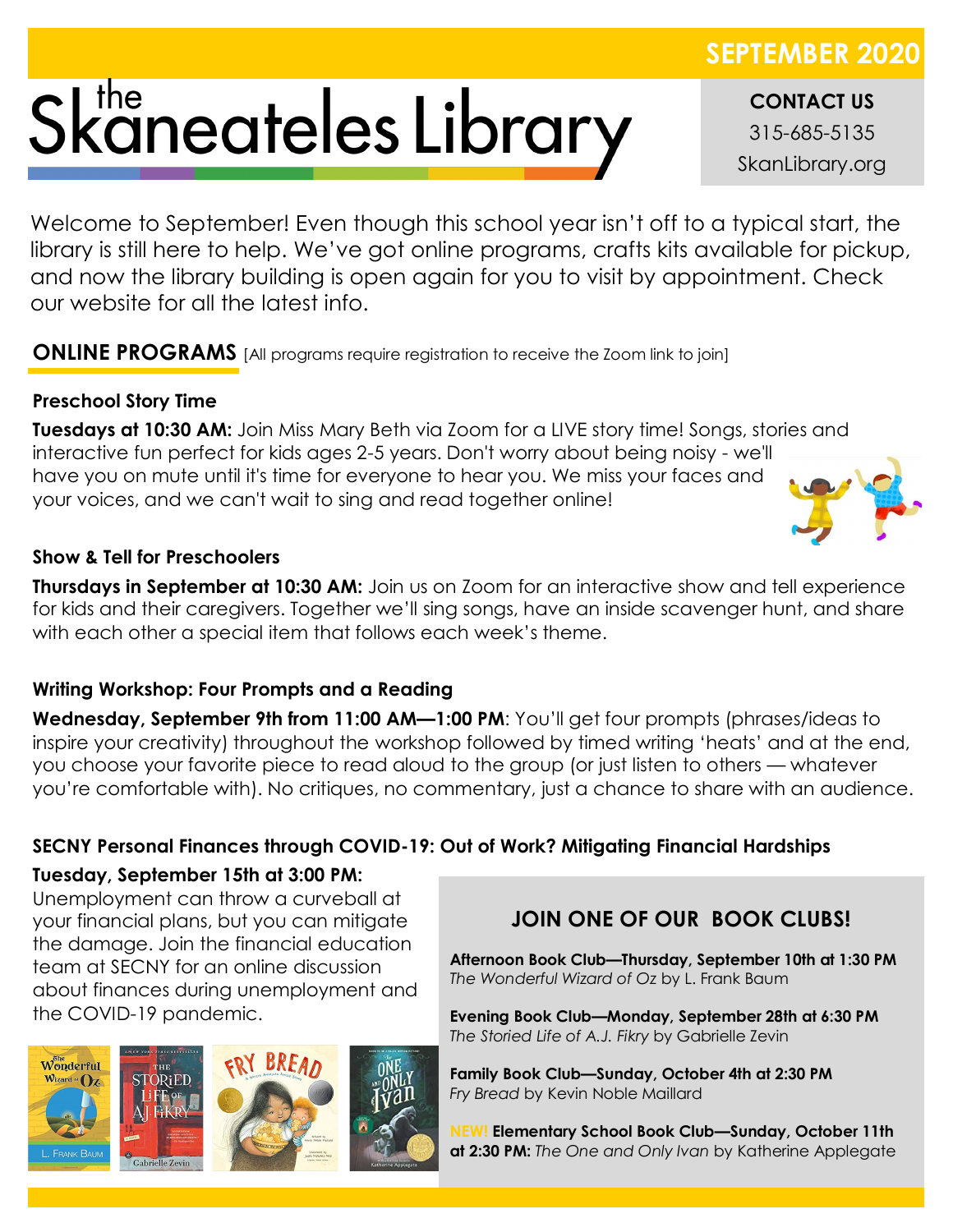SEPTEMBER 2020

# the Skaneateles Library

**CONTACT US**
315-685-5135
SkanLibrary.org

Welcome to September! Even though this school year isn't off to a typical start, the library is still here to help. We've got online programs, crafts kits available for pickup, and now the library building is open again for you to visit by appointment. Check our website for all the latest info.

## ONLINE PROGRAMS [All programs require registration to receive the Zoom link to join]

### Preschool Story Time

**Tuesdays at 10:30 AM:** Join Miss Mary Beth via Zoom for a LIVE story time! Songs, stories and interactive fun perfect for kids ages 2-5 years. Don't worry about being noisy - we'll have you on mute until it's time for everyone to hear you. We miss your faces and your voices, and we can't wait to sing and read together online!

### Show & Tell for Preschoolers

**Thursdays in September at 10:30 AM:** Join us on Zoom for an interactive show and tell experience for kids and their caregivers. Together we'll sing songs, have an inside scavenger hunt, and share with each other a special item that follows each week's theme.

### Writing Workshop: Four Prompts and a Reading

**Wednesday, September 9th from 11:00 AM—1:00 PM**: You'll get four prompts (phrases/ideas to inspire your creativity) throughout the workshop followed by timed writing 'heats' and at the end, you choose your favorite piece to read aloud to the group (or just listen to others — whatever you're comfortable with). No critiques, no commentary, just a chance to share with an audience.

### SECNY Personal Finances through COVID-19: Out of Work? Mitigating Financial Hardships

**Tuesday, September 15th at 3:00 PM:** Unemployment can throw a curveball at your financial plans, but you can mitigate the damage. Join the financial education team at SECNY for an online discussion about finances during unemployment and the COVID-19 pandemic.

## JOIN ONE OF OUR BOOK CLUBS!

**Afternoon Book Club—Thursday, September 10th at 1:30 PM**
*The Wonderful Wizard of Oz* by L. Frank Baum

**Evening Book Club—Monday, September 28th at 6:30 PM**
*The Storied Life of A.J. Fikry* by Gabrielle Zevin

**Family Book Club—Sunday, October 4th at 2:30 PM**
*Fry Bread* by Kevin Noble Maillard

NEW! **Elementary School Book Club—Sunday, October 11th at 2:30 PM:** *The One and Only Ivan* by Katherine Applegate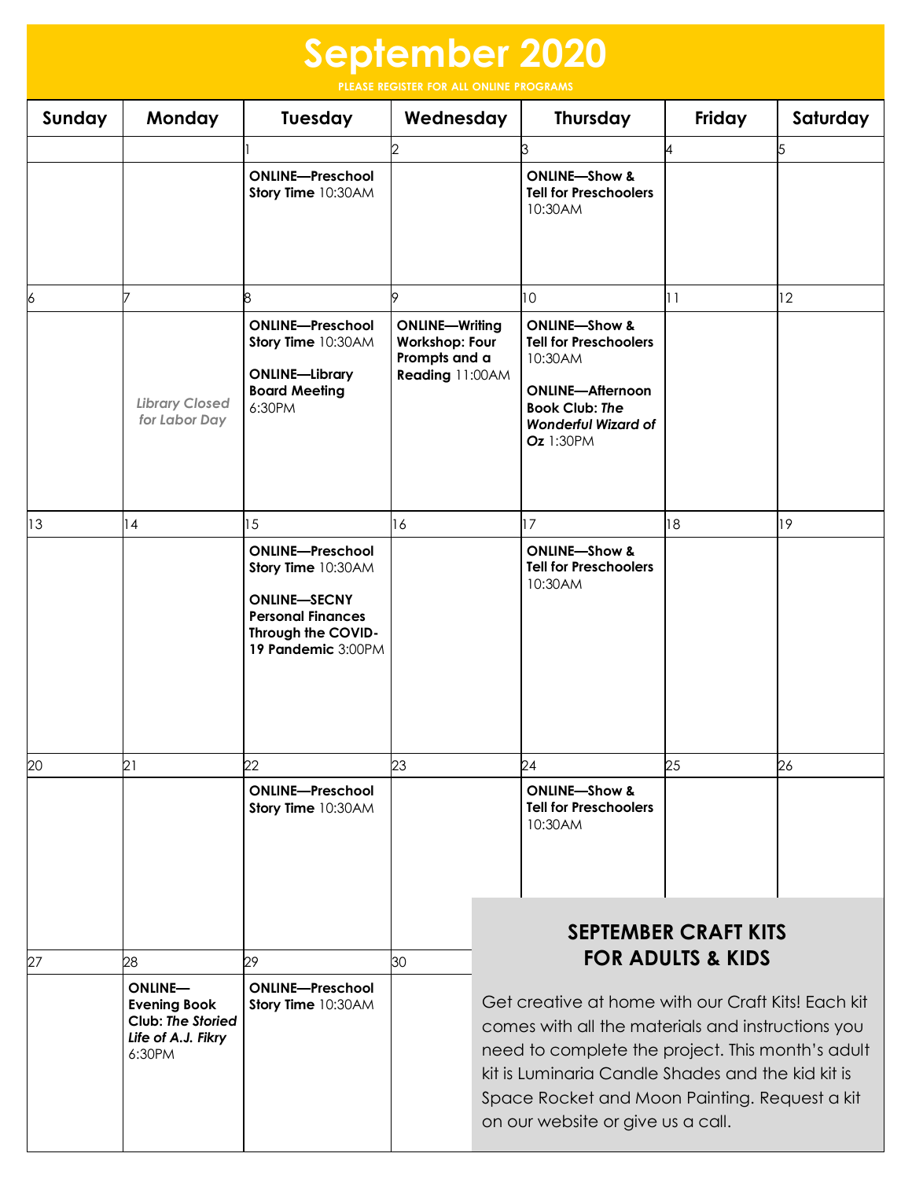# September 2020

PLEASE REGISTER FOR ALL ONLINE PROGRAMS

| Sunday | Monday | Tuesday | Wednesday | Thursday | Friday | Saturday |
|---|---|---|---|---|---|---|
| | | 1 | 2 | 3 | 4 | 5 |
| | | **ONLINE—Preschool Story Time** 10:30AM | | **ONLINE—Show & Tell for Preschoolers** 10:30AM | | |
| 6 | 7 | 8 | 9 | 10 | 11 | 12 |
| | *Library Closed for Labor Day* | **ONLINE—Preschool Story Time** 10:30AM<br>**ONLINE—Library Board Meeting** 6:30PM | **ONLINE—Writing Workshop: Four Prompts and a Reading** 11:00AM | **ONLINE—Show & Tell for Preschoolers** 10:30AM<br>**ONLINE—Afternoon Book Club: *The Wonderful Wizard of Oz*** 1:30PM | | |
| 13 | 14 | 15 | 16 | 17 | 18 | 19 |
| | | **ONLINE—Preschool Story Time** 10:30AM<br>**ONLINE—SECNY Personal Finances Through the COVID-19 Pandemic** 3:00PM | | **ONLINE—Show & Tell for Preschoolers** 10:30AM | | |
| 20 | 21 | 22 | 23 | 24 | 25 | 26 |
| | | **ONLINE—Preschool Story Time** 10:30AM | | **ONLINE—Show & Tell for Preschoolers** 10:30AM | | |
| 27 | 28 | 29 | 30 | | | |
| | **ONLINE—Evening Book Club: *The Storied Life of A.J. Fikry*** 6:30PM | **ONLINE—Preschool Story Time** 10:30AM | | | | |

## SEPTEMBER CRAFT KITS FOR ADULTS & KIDS

Get creative at home with our Craft Kits! Each kit comes with all the materials and instructions you need to complete the project. This month's adult kit is Luminaria Candle Shades and the kid kit is Space Rocket and Moon Painting. Request a kit on our website or give us a call.